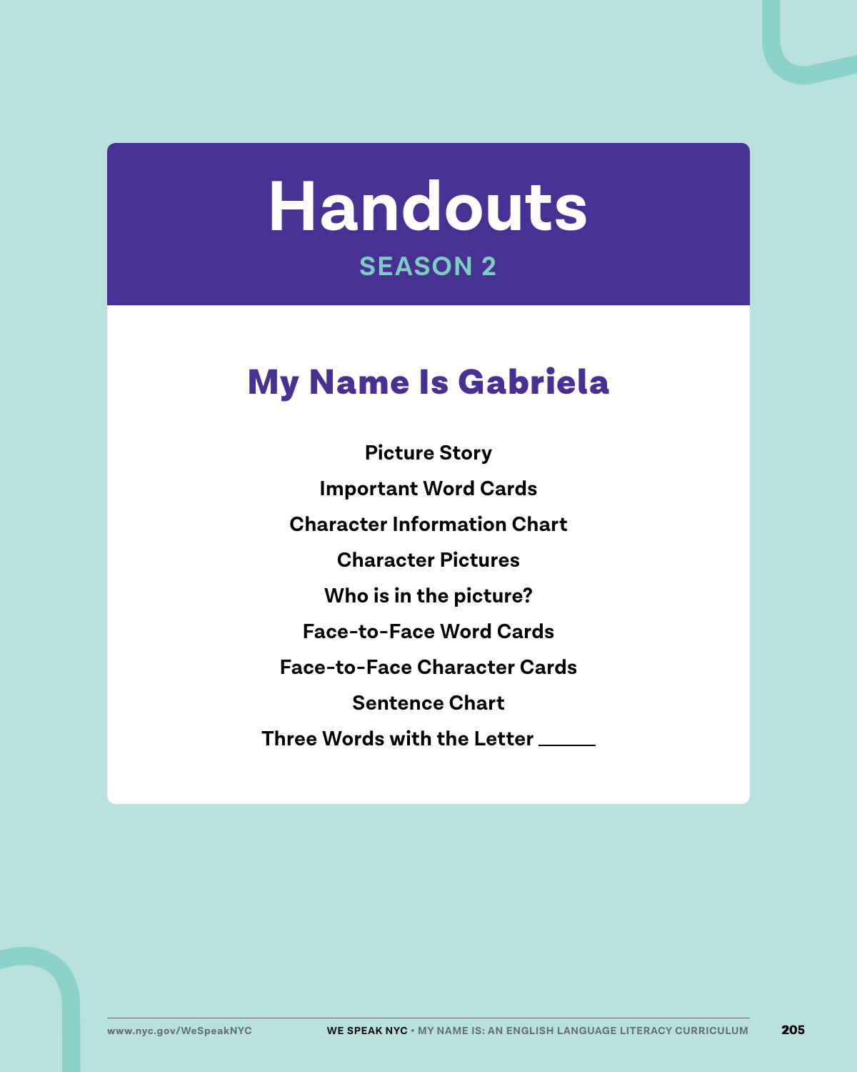# Handouts

SEASON 2

## My Name Is Gabriela

**Picture Story**

**Important Word Cards**

**Character Information Chart**

**Character Pictures**

**Who is in the picture?**

**Face-to-Face Word Cards**

**Face-to-Face Character Cards**

**Sentence Chart**

**Three Words with the Letter ______**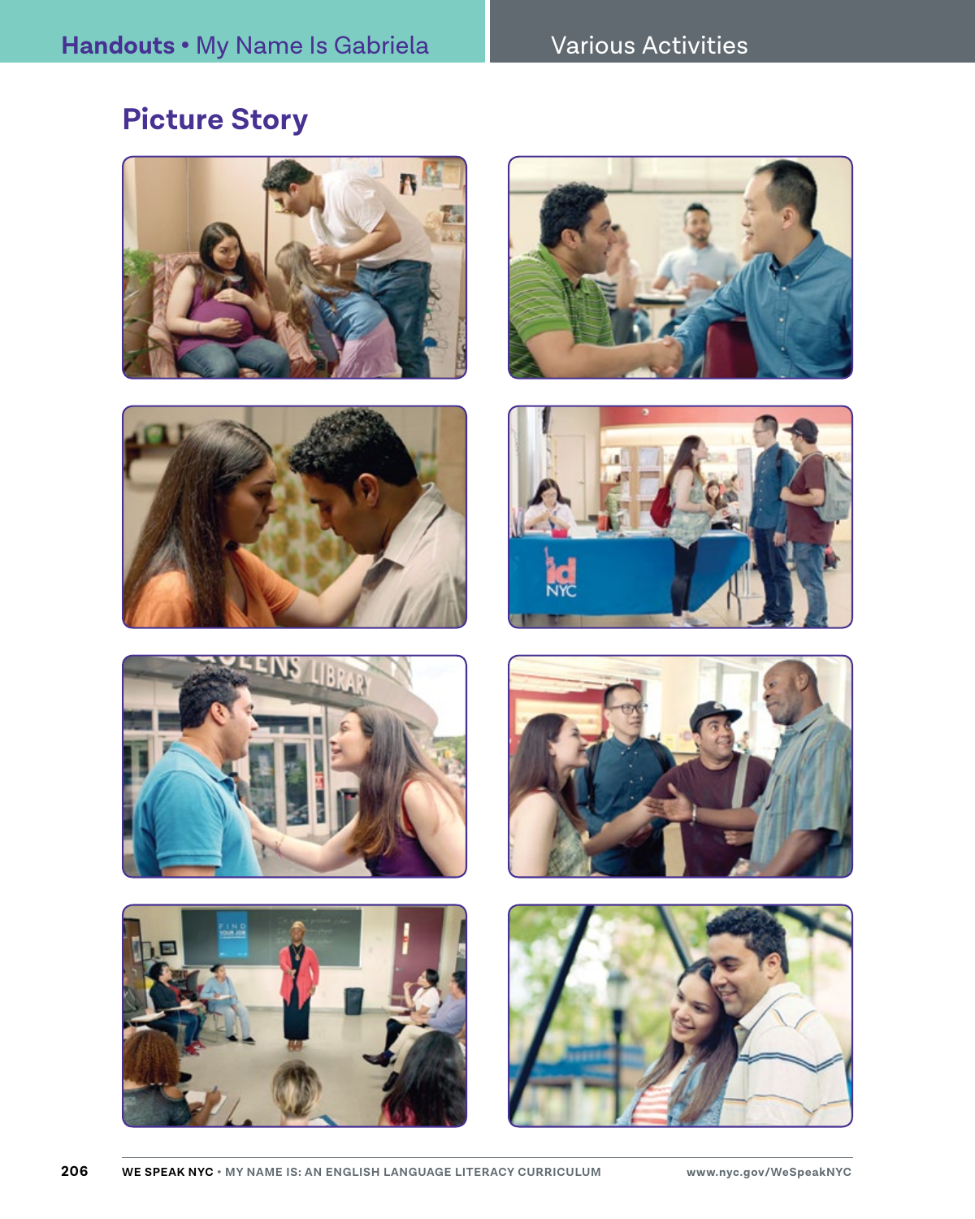## Picture Story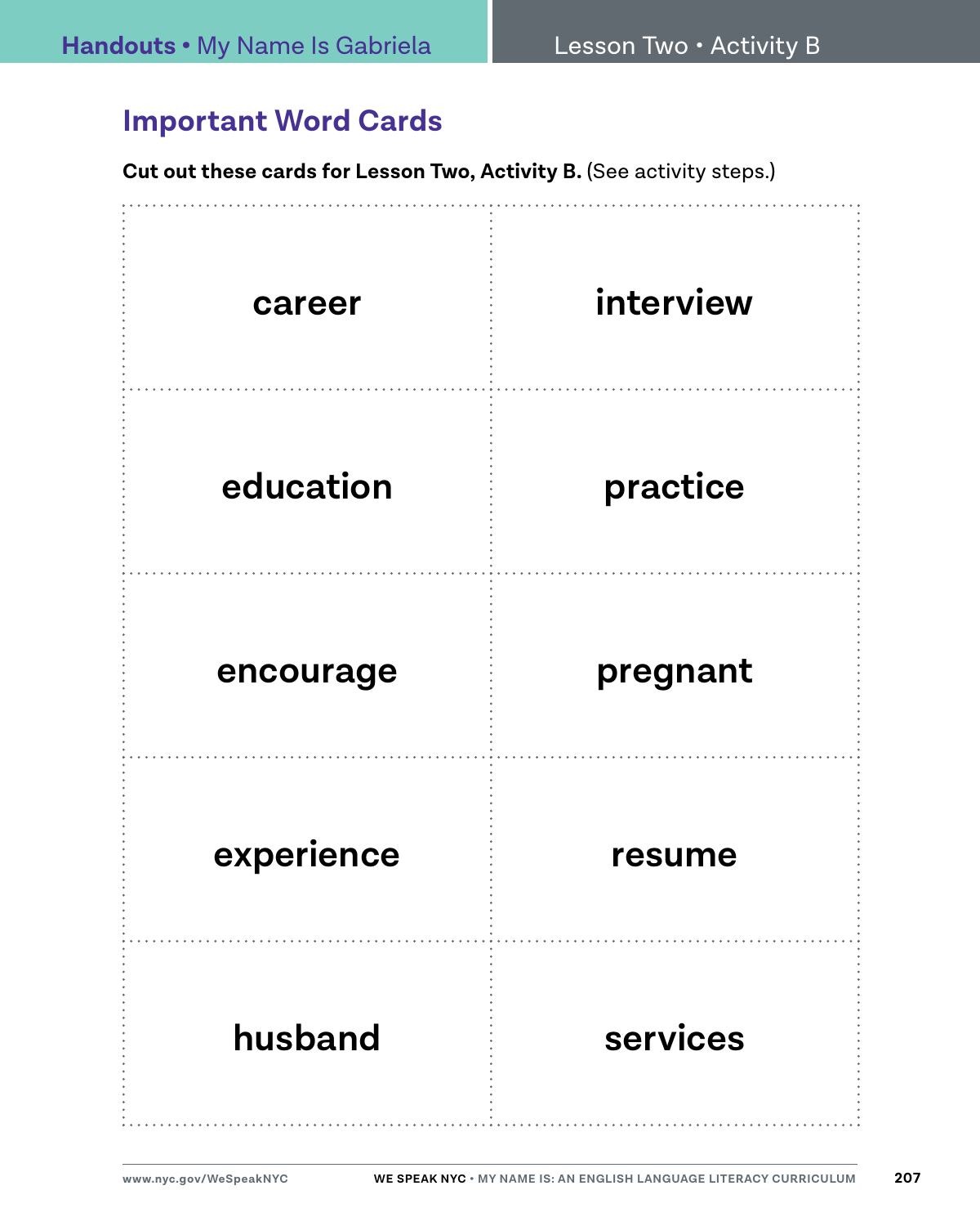## Important Word Cards

**Cut out these cards for Lesson Two, Activity B.** (See activity steps.)

| | |
|---|---|
| career | interview |
| education | practice |
| encourage | pregnant |
| experience | resume |
| husband | services |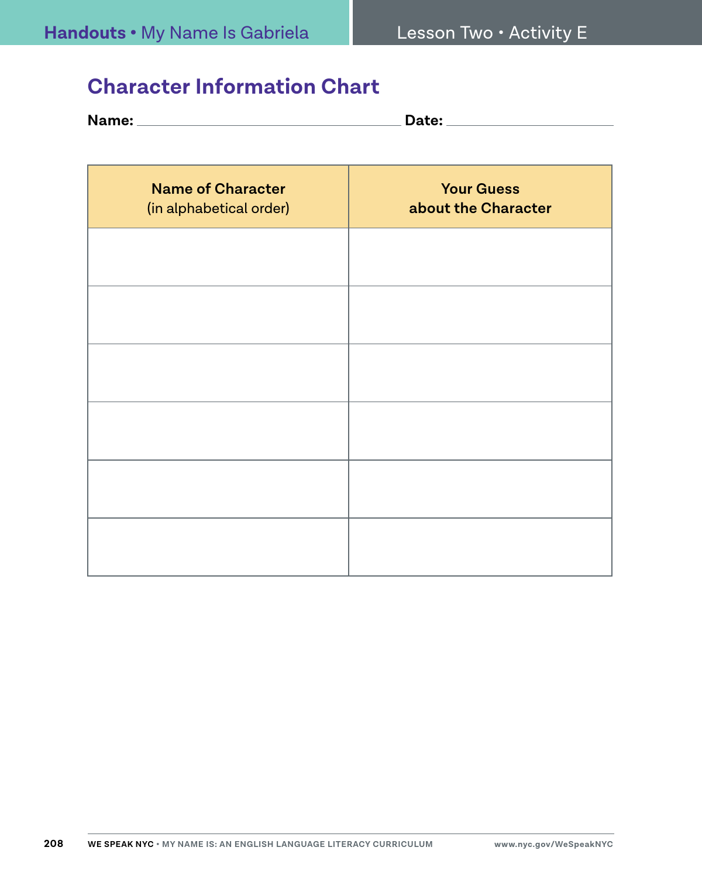## Character Information Chart

**Name:** ______________________________ **Date:** ____________________

| **Name of Character** (in alphabetical order) | **Your Guess about the Character** |
|---|---|
| | |
| | |
| | |
| | |
| | |
| | |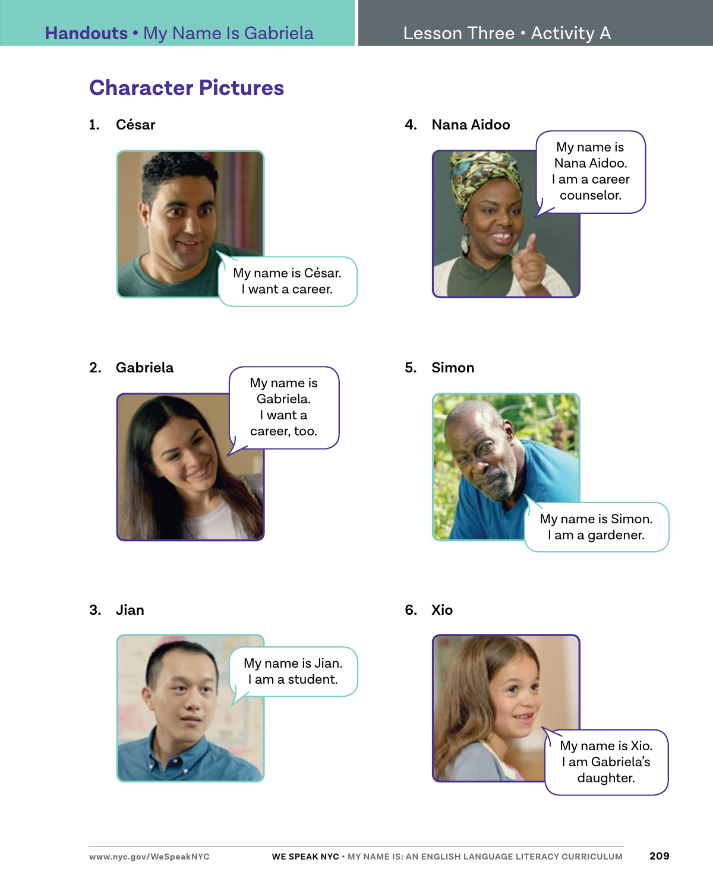## Character Pictures

1. **César**

   My name is César.
   I want a career.

2. **Gabriela**

   My name is Gabriela.
   I want a career, too.

3. **Jian**

   My name is Jian.
   I am a student.

4. **Nana Aidoo**

   My name is Nana Aidoo.
   I am a career counselor.

5. **Simon**

   My name is Simon.
   I am a gardener.

6. **Xio**

   My name is Xio.
   I am Gabriela's daughter.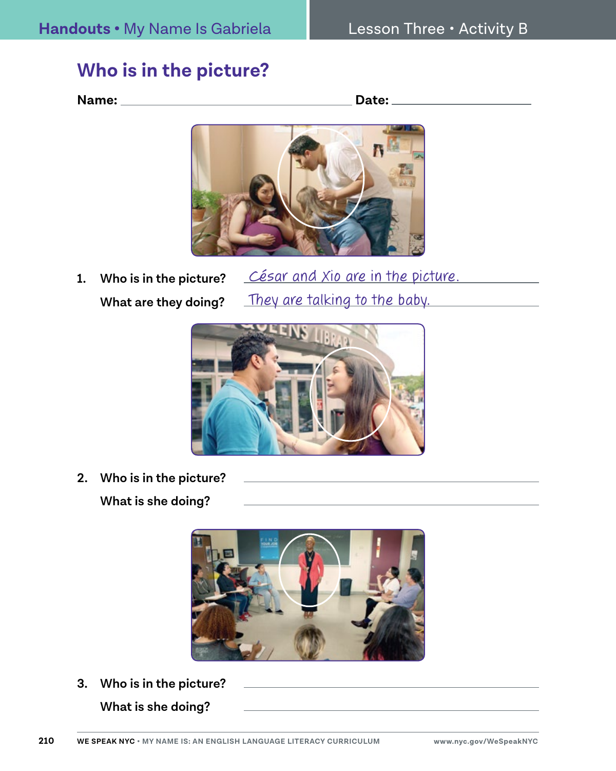# Who is in the picture?

**Name:** ______________________ **Date:** ______________

1. **Who is in the picture?** César and Xio are in the picture.

   **What are they doing?** They are talking to the baby.

2. **Who is in the picture?** ______________________

   **What is she doing?** ______________________

3. **Who is in the picture?** ______________________

   **What is she doing?** ______________________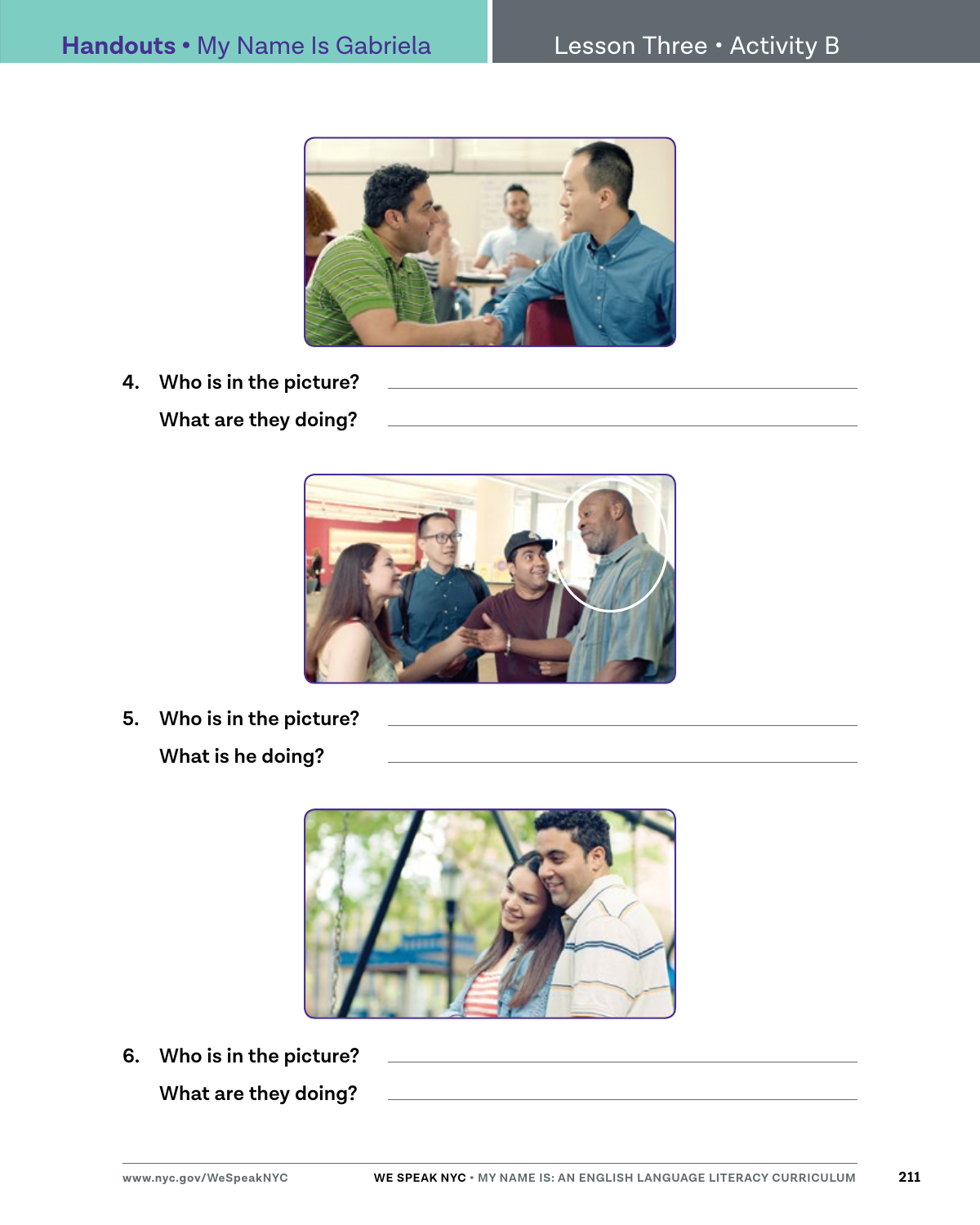4. Who is in the picture? \_\_\_\_\_\_\_\_\_\_\_\_\_\_\_\_\_\_\_\_\_\_\_\_\_\_\_\_\_\_\_\_\_\_\_\_\_\_\_\_

   What are they doing? \_\_\_\_\_\_\_\_\_\_\_\_\_\_\_\_\_\_\_\_\_\_\_\_\_\_\_\_\_\_\_\_\_\_\_\_\_\_\_\_

5. Who is in the picture? \_\_\_\_\_\_\_\_\_\_\_\_\_\_\_\_\_\_\_\_\_\_\_\_\_\_\_\_\_\_\_\_\_\_\_\_\_\_\_\_

   What is he doing? \_\_\_\_\_\_\_\_\_\_\_\_\_\_\_\_\_\_\_\_\_\_\_\_\_\_\_\_\_\_\_\_\_\_\_\_\_\_\_\_

6. Who is in the picture? \_\_\_\_\_\_\_\_\_\_\_\_\_\_\_\_\_\_\_\_\_\_\_\_\_\_\_\_\_\_\_\_\_\_\_\_\_\_\_\_

   What are they doing? \_\_\_\_\_\_\_\_\_\_\_\_\_\_\_\_\_\_\_\_\_\_\_\_\_\_\_\_\_\_\_\_\_\_\_\_\_\_\_\_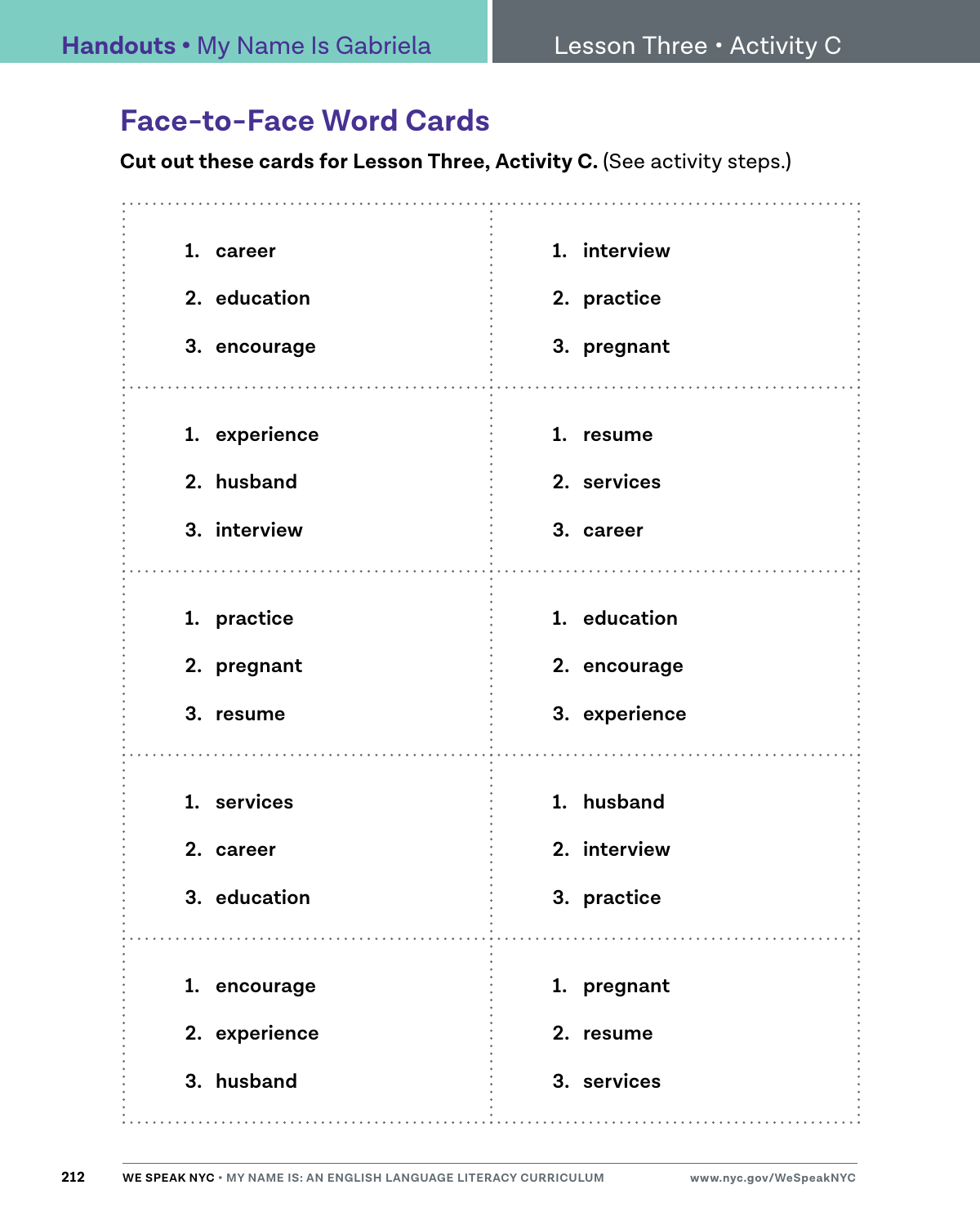# Face-to-Face Word Cards

**Cut out these cards for Lesson Three, Activity C.** (See activity steps.)

| | |
|---|---|
| 1. career<br>2. education<br>3. encourage | 1. interview<br>2. practice<br>3. pregnant |
| 1. experience<br>2. husband<br>3. interview | 1. resume<br>2. services<br>3. career |
| 1. practice<br>2. pregnant<br>3. resume | 1. education<br>2. encourage<br>3. experience |
| 1. services<br>2. career<br>3. education | 1. husband<br>2. interview<br>3. practice |
| 1. encourage<br>2. experience<br>3. husband | 1. pregnant<br>2. resume<br>3. services |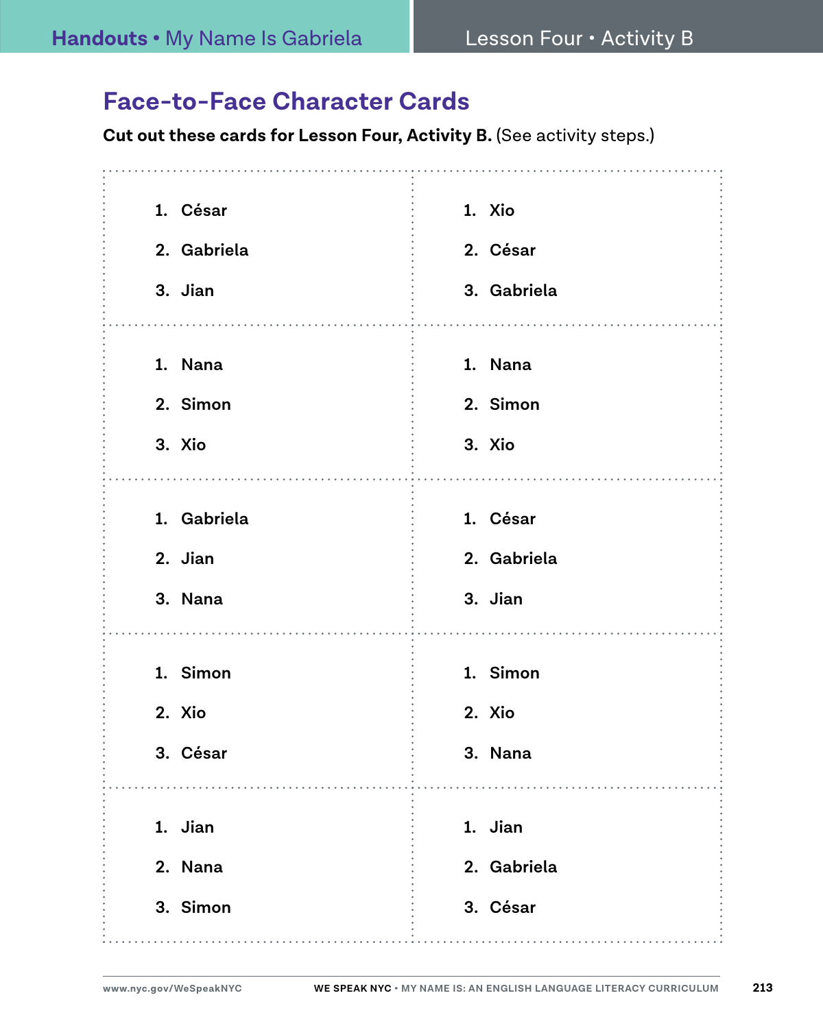## Face-to-Face Character Cards

**Cut out these cards for Lesson Four, Activity B.** (See activity steps.)

| | |
|---|---|
| 1. **César**<br>2. **Gabriela**<br>3. **Jian** | 1. **Xio**<br>2. **César**<br>3. **Gabriela** |
| 1. **Nana**<br>2. **Simon**<br>3. **Xio** | 1. **Nana**<br>2. **Simon**<br>3. **Xio** |
| 1. **Gabriela**<br>2. **Jian**<br>3. **Nana** | 1. **César**<br>2. **Gabriela**<br>3. **Jian** |
| 1. **Simon**<br>2. **Xio**<br>3. **César** | 1. **Simon**<br>2. **Xio**<br>3. **Nana** |
| 1. **Jian**<br>2. **Nana**<br>3. **Simon** | 1. **Jian**<br>2. **Gabriela**<br>3. **César** |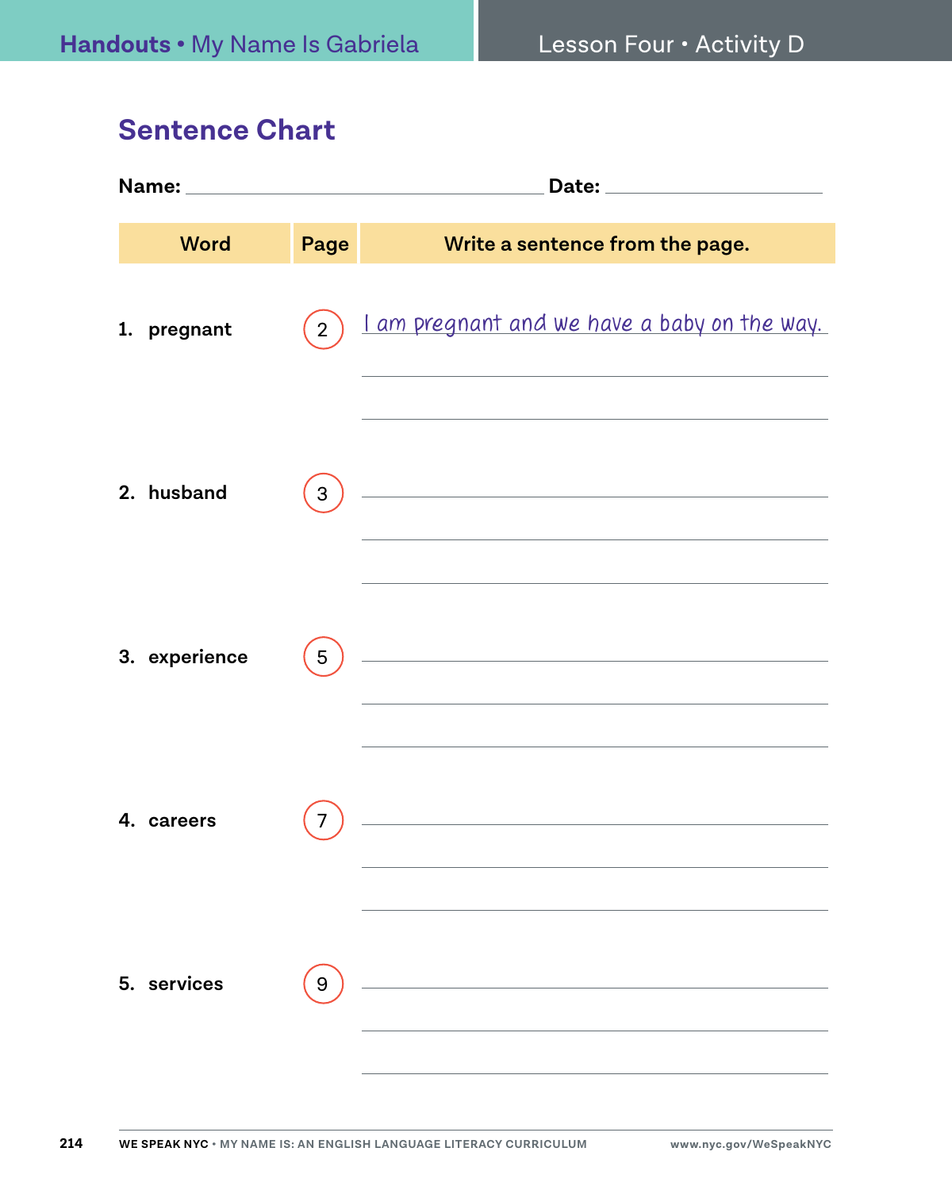## Sentence Chart

**Name:** ______________________ **Date:** ______________

| Word | Page | Write a sentence from the page. |
|---|---|---|
| 1. pregnant | 2 | I am pregnant and we have a baby on the way. |
| 2. husband | 3 | |
| 3. experience | 5 | |
| 4. careers | 7 | |
| 5. services | 9 | |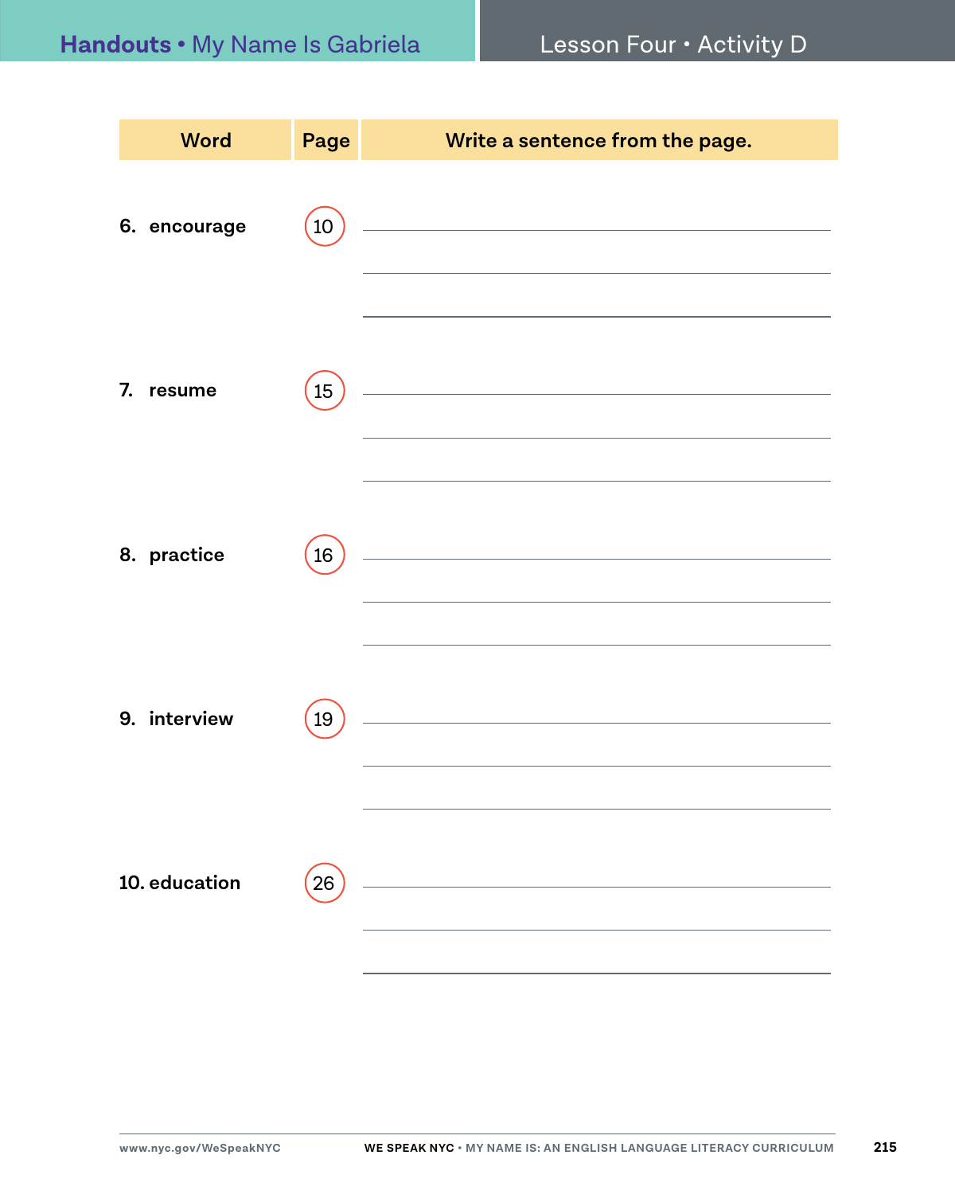| Word | Page | Write a sentence from the page. |
| --- | --- | --- |
| 6. encourage | 10 | |
| 7. resume | 15 | |
| 8. practice | 16 | |
| 9. interview | 19 | |
| 10. education | 26 | |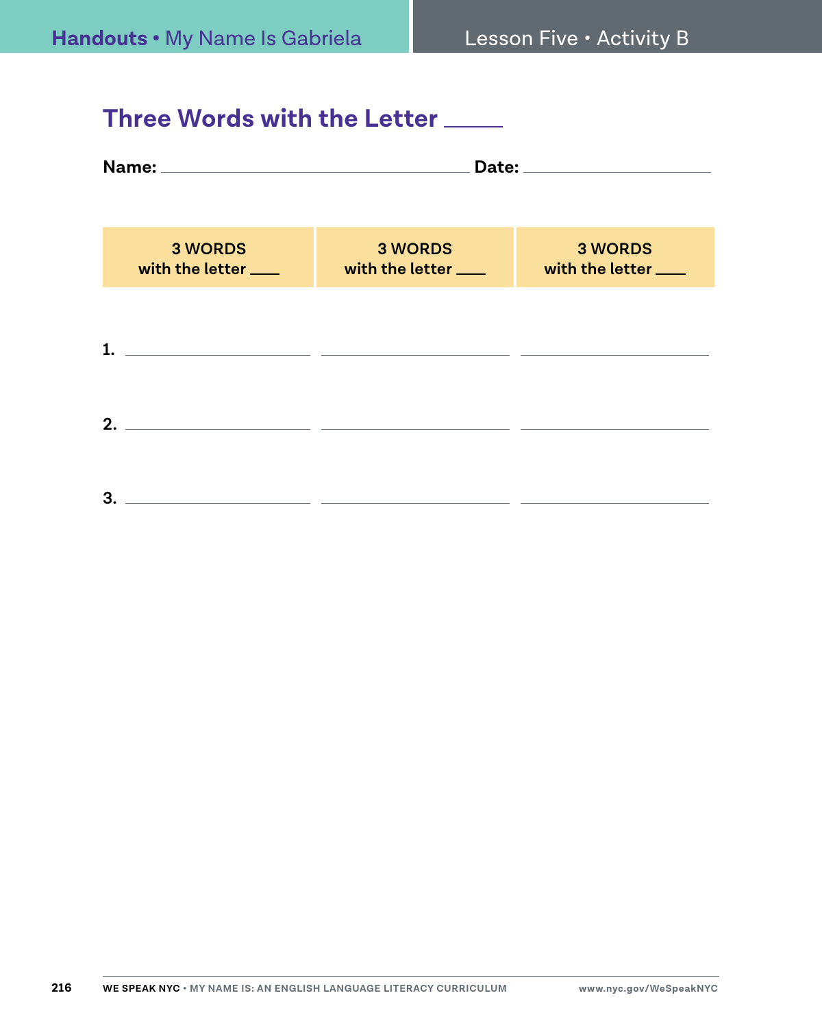# Three Words with the Letter ____

**Name:** ______________________________ **Date:** ____________________

| 3 WORDS with the letter ___ | 3 WORDS with the letter ___ | 3 WORDS with the letter ___ |
|---|---|---|
| 1. ____________ | ____________ | ____________ |
| 2. ____________ | ____________ | ____________ |
| 3. ____________ | ____________ | ____________ |